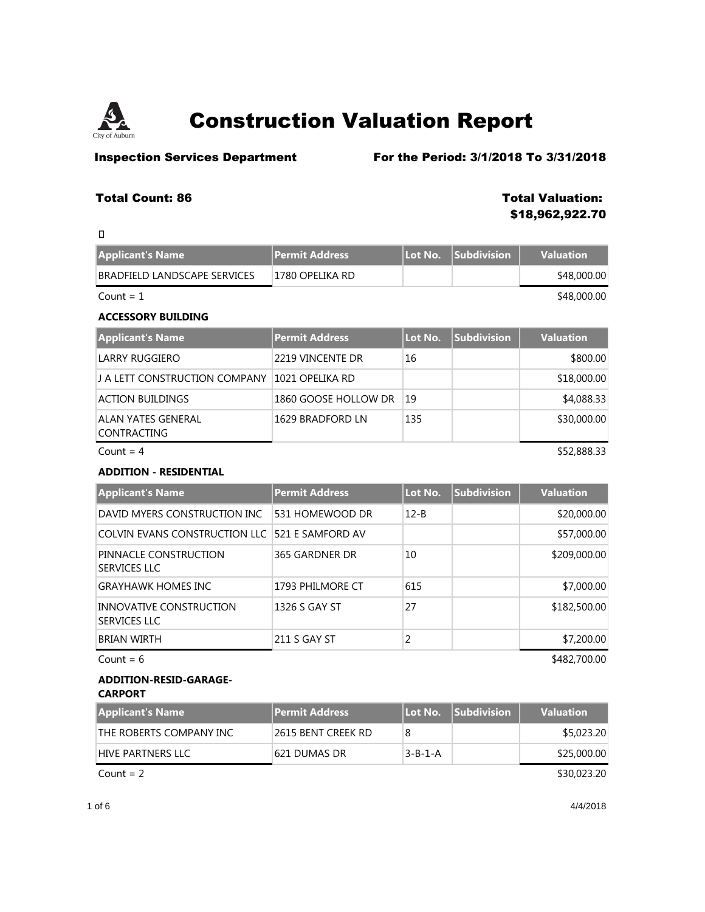# Construction Valuation Report

**Inspection Services Department** **For the Period: 3/1/2018 To 3/31/2018**

**Total Count: 86** **Total Valuation: $18,962,922.70**

| Applicant's Name | Permit Address | Lot No. | Subdivision | Valuation |
|---|---|---|---|---|
| BRADFIELD LANDSCAPE SERVICES | 1780 OPELIKA RD | | | $48,000.00 |

Count = 1 $48,000.00

**ACCESSORY BUILDING**

| Applicant's Name | Permit Address | Lot No. | Subdivision | Valuation |
|---|---|---|---|---|
| LARRY RUGGIERO | 2219 VINCENTE DR | 16 | | $800.00 |
| J A LETT CONSTRUCTION COMPANY | 1021 OPELIKA RD | | | $18,000.00 |
| ACTION BUILDINGS | 1860 GOOSE HOLLOW DR | 19 | | $4,088.33 |
| ALAN YATES GENERAL CONTRACTING | 1629 BRADFORD LN | 135 | | $30,000.00 |

Count = 4 $52,888.33

**ADDITION - RESIDENTIAL**

| Applicant's Name | Permit Address | Lot No. | Subdivision | Valuation |
|---|---|---|---|---|
| DAVID MYERS CONSTRUCTION INC | 531 HOMEWOOD DR | 12-B | | $20,000.00 |
| COLVIN EVANS CONSTRUCTION LLC | 521 E SAMFORD AV | | | $57,000.00 |
| PINNACLE CONSTRUCTION SERVICES LLC | 365 GARDNER DR | 10 | | $209,000.00 |
| GRAYHAWK HOMES INC | 1793 PHILMORE CT | 615 | | $7,000.00 |
| INNOVATIVE CONSTRUCTION SERVICES LLC | 1326 S GAY ST | 27 | | $182,500.00 |
| BRIAN WIRTH | 211 S GAY ST | 2 | | $7,200.00 |

Count = 6 $482,700.00

**ADDITION-RESID-GARAGE-CARPORT**

| Applicant's Name | Permit Address | Lot No. | Subdivision | Valuation |
|---|---|---|---|---|
| THE ROBERTS COMPANY INC | 2615 BENT CREEK RD | 8 | | $5,023.20 |
| HIVE PARTNERS LLC | 621 DUMAS DR | 3-B-1-A | | $25,000.00 |

Count = 2 $30,023.20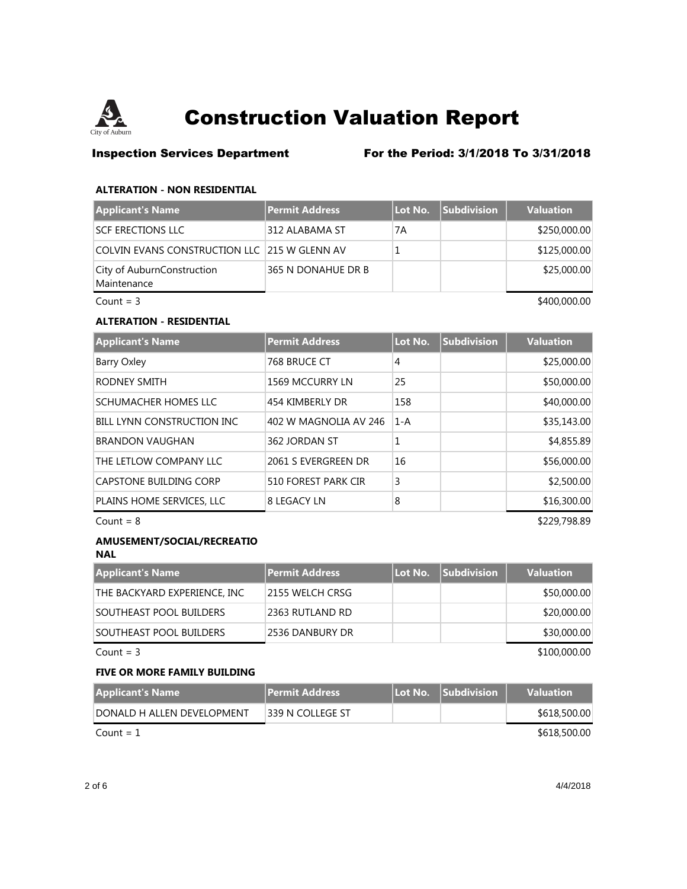# Construction Valuation Report

**Inspection Services Department** **For the Period: 3/1/2018 To 3/31/2018**

### ALTERATION - NON RESIDENTIAL

| Applicant's Name | Permit Address | Lot No. | Subdivision | Valuation |
|---|---|---|---|---|
| SCF ERECTIONS LLC | 312 ALABAMA ST | 7A | | $250,000.00 |
| COLVIN EVANS CONSTRUCTION LLC | 215 W GLENN AV | 1 | | $125,000.00 |
| City of AuburnConstruction Maintenance | 365 N DONAHUE DR B | | | $25,000.00 |

Count = 3 $400,000.00

### ALTERATION - RESIDENTIAL

| Applicant's Name | Permit Address | Lot No. | Subdivision | Valuation |
|---|---|---|---|---|
| Barry Oxley | 768 BRUCE CT | 4 | | $25,000.00 |
| RODNEY SMITH | 1569 MCCURRY LN | 25 | | $50,000.00 |
| SCHUMACHER HOMES LLC | 454 KIMBERLY DR | 158 | | $40,000.00 |
| BILL LYNN CONSTRUCTION INC | 402 W MAGNOLIA AV 246 | 1-A | | $35,143.00 |
| BRANDON VAUGHAN | 362 JORDAN ST | 1 | | $4,855.89 |
| THE LETLOW COMPANY LLC | 2061 S EVERGREEN DR | 16 | | $56,000.00 |
| CAPSTONE BUILDING CORP | 510 FOREST PARK CIR | 3 | | $2,500.00 |
| PLAINS HOME SERVICES, LLC | 8 LEGACY LN | 8 | | $16,300.00 |

Count = 8 $229,798.89

### AMUSEMENT/SOCIAL/RECREATIONAL

| Applicant's Name | Permit Address | Lot No. | Subdivision | Valuation |
|---|---|---|---|---|
| THE BACKYARD EXPERIENCE, INC | 2155 WELCH CRSG | | | $50,000.00 |
| SOUTHEAST POOL BUILDERS | 2363 RUTLAND RD | | | $20,000.00 |
| SOUTHEAST POOL BUILDERS | 2536 DANBURY DR | | | $30,000.00 |

Count = 3 $100,000.00

### FIVE OR MORE FAMILY BUILDING

| Applicant's Name | Permit Address | Lot No. | Subdivision | Valuation |
|---|---|---|---|---|
| DONALD H ALLEN DEVELOPMENT | 339 N COLLEGE ST | | | $618,500.00 |

Count = 1 $618,500.00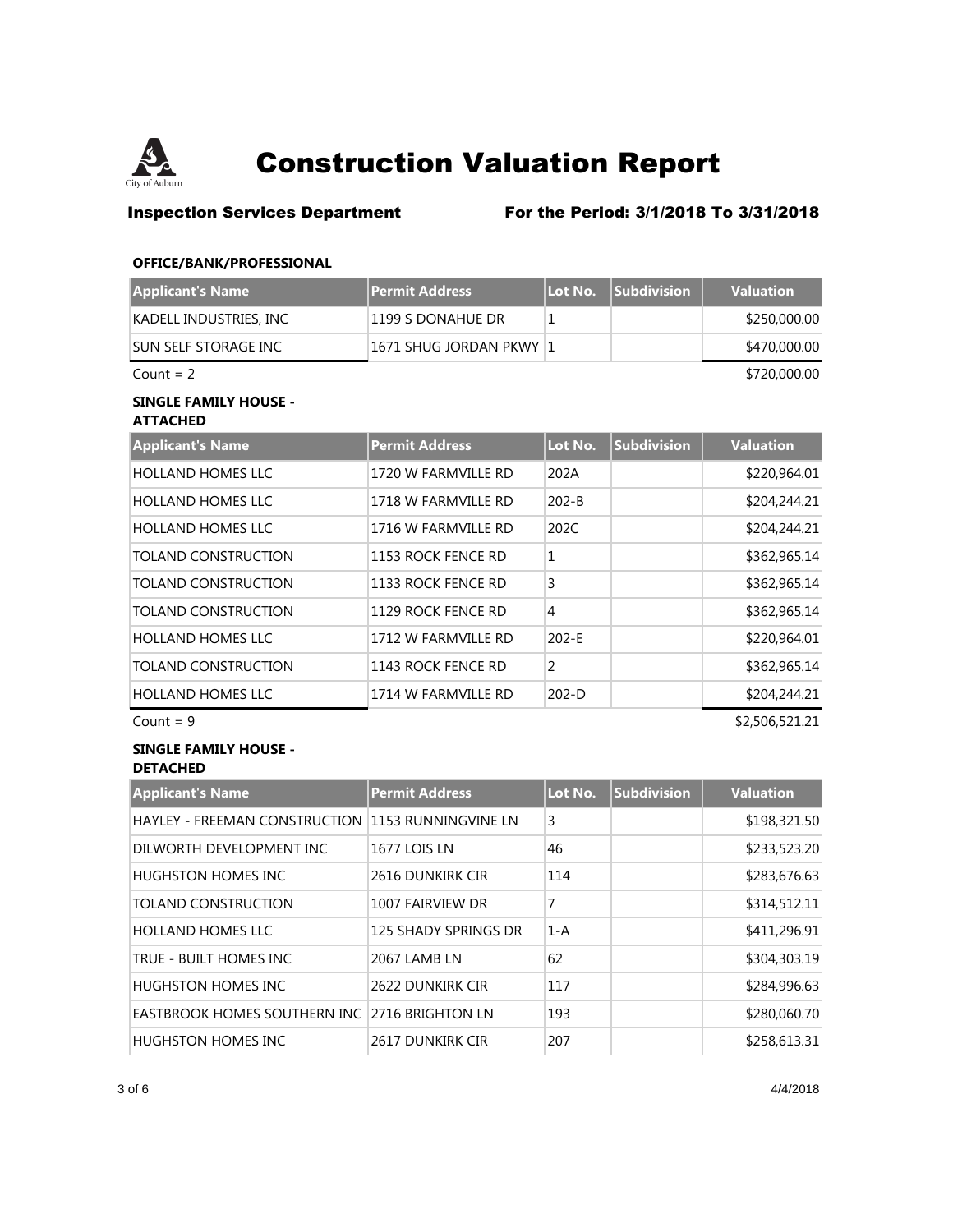# Construction Valuation Report

**Inspection Services Department** **For the Period: 3/1/2018 To 3/31/2018**

### OFFICE/BANK/PROFESSIONAL

| Applicant's Name | Permit Address | Lot No. | Subdivision | Valuation |
|---|---|---|---|---|
| KADELL INDUSTRIES, INC | 1199 S DONAHUE DR | 1 | | $250,000.00 |
| SUN SELF STORAGE INC | 1671 SHUG JORDAN PKWY | 1 | | $470,000.00 |

Count = 2 $720,000.00

### SINGLE FAMILY HOUSE - ATTACHED

| Applicant's Name | Permit Address | Lot No. | Subdivision | Valuation |
|---|---|---|---|---|
| HOLLAND HOMES LLC | 1720 W FARMVILLE RD | 202A | | $220,964.01 |
| HOLLAND HOMES LLC | 1718 W FARMVILLE RD | 202-B | | $204,244.21 |
| HOLLAND HOMES LLC | 1716 W FARMVILLE RD | 202C | | $204,244.21 |
| TOLAND CONSTRUCTION | 1153 ROCK FENCE RD | 1 | | $362,965.14 |
| TOLAND CONSTRUCTION | 1133 ROCK FENCE RD | 3 | | $362,965.14 |
| TOLAND CONSTRUCTION | 1129 ROCK FENCE RD | 4 | | $362,965.14 |
| HOLLAND HOMES LLC | 1712 W FARMVILLE RD | 202-E | | $220,964.01 |
| TOLAND CONSTRUCTION | 1143 ROCK FENCE RD | 2 | | $362,965.14 |
| HOLLAND HOMES LLC | 1714 W FARMVILLE RD | 202-D | | $204,244.21 |

Count = 9 $2,506,521.21

### SINGLE FAMILY HOUSE - DETACHED

| Applicant's Name | Permit Address | Lot No. | Subdivision | Valuation |
|---|---|---|---|---|
| HAYLEY - FREEMAN CONSTRUCTION | 1153 RUNNINGVINE LN | 3 | | $198,321.50 |
| DILWORTH DEVELOPMENT INC | 1677 LOIS LN | 46 | | $233,523.20 |
| HUGHSTON HOMES INC | 2616 DUNKIRK CIR | 114 | | $283,676.63 |
| TOLAND CONSTRUCTION | 1007 FAIRVIEW DR | 7 | | $314,512.11 |
| HOLLAND HOMES LLC | 125 SHADY SPRINGS DR | 1-A | | $411,296.91 |
| TRUE - BUILT HOMES INC | 2067 LAMB LN | 62 | | $304,303.19 |
| HUGHSTON HOMES INC | 2622 DUNKIRK CIR | 117 | | $284,996.63 |
| EASTBROOK HOMES SOUTHERN INC | 2716 BRIGHTON LN | 193 | | $280,060.70 |
| HUGHSTON HOMES INC | 2617 DUNKIRK CIR | 207 | | $258,613.31 |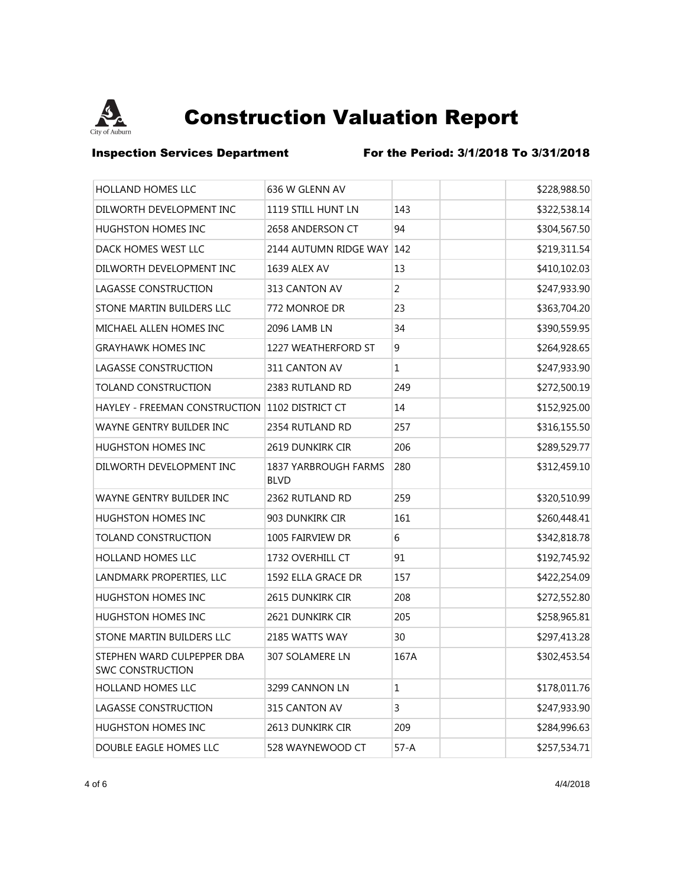# Construction Valuation Report

**Inspection Services Department** **For the Period: 3/1/2018 To 3/31/2018**

| | | | | |
|---|---|---|---|---|
| HOLLAND HOMES LLC | 636 W GLENN AV | | | $228,988.50 |
| DILWORTH DEVELOPMENT INC | 1119 STILL HUNT LN | 143 | | $322,538.14 |
| HUGHSTON HOMES INC | 2658 ANDERSON CT | 94 | | $304,567.50 |
| DACK HOMES WEST LLC | 2144 AUTUMN RIDGE WAY | 142 | | $219,311.54 |
| DILWORTH DEVELOPMENT INC | 1639 ALEX AV | 13 | | $410,102.03 |
| LAGASSE CONSTRUCTION | 313 CANTON AV | 2 | | $247,933.90 |
| STONE MARTIN BUILDERS LLC | 772 MONROE DR | 23 | | $363,704.20 |
| MICHAEL ALLEN HOMES INC | 2096 LAMB LN | 34 | | $390,559.95 |
| GRAYHAWK HOMES INC | 1227 WEATHERFORD ST | 9 | | $264,928.65 |
| LAGASSE CONSTRUCTION | 311 CANTON AV | 1 | | $247,933.90 |
| TOLAND CONSTRUCTION | 2383 RUTLAND RD | 249 | | $272,500.19 |
| HAYLEY - FREEMAN CONSTRUCTION | 1102 DISTRICT CT | 14 | | $152,925.00 |
| WAYNE GENTRY BUILDER INC | 2354 RUTLAND RD | 257 | | $316,155.50 |
| HUGHSTON HOMES INC | 2619 DUNKIRK CIR | 206 | | $289,529.77 |
| DILWORTH DEVELOPMENT INC | 1837 YARBROUGH FARMS BLVD | 280 | | $312,459.10 |
| WAYNE GENTRY BUILDER INC | 2362 RUTLAND RD | 259 | | $320,510.99 |
| HUGHSTON HOMES INC | 903 DUNKIRK CIR | 161 | | $260,448.41 |
| TOLAND CONSTRUCTION | 1005 FAIRVIEW DR | 6 | | $342,818.78 |
| HOLLAND HOMES LLC | 1732 OVERHILL CT | 91 | | $192,745.92 |
| LANDMARK PROPERTIES, LLC | 1592 ELLA GRACE DR | 157 | | $422,254.09 |
| HUGHSTON HOMES INC | 2615 DUNKIRK CIR | 208 | | $272,552.80 |
| HUGHSTON HOMES INC | 2621 DUNKIRK CIR | 205 | | $258,965.81 |
| STONE MARTIN BUILDERS LLC | 2185 WATTS WAY | 30 | | $297,413.28 |
| STEPHEN WARD CULPEPPER DBA SWC CONSTRUCTION | 307 SOLAMERE LN | 167A | | $302,453.54 |
| HOLLAND HOMES LLC | 3299 CANNON LN | 1 | | $178,011.76 |
| LAGASSE CONSTRUCTION | 315 CANTON AV | 3 | | $247,933.90 |
| HUGHSTON HOMES INC | 2613 DUNKIRK CIR | 209 | | $284,996.63 |
| DOUBLE EAGLE HOMES LLC | 528 WAYNEWOOD CT | 57-A | | $257,534.71 |

4/4/2018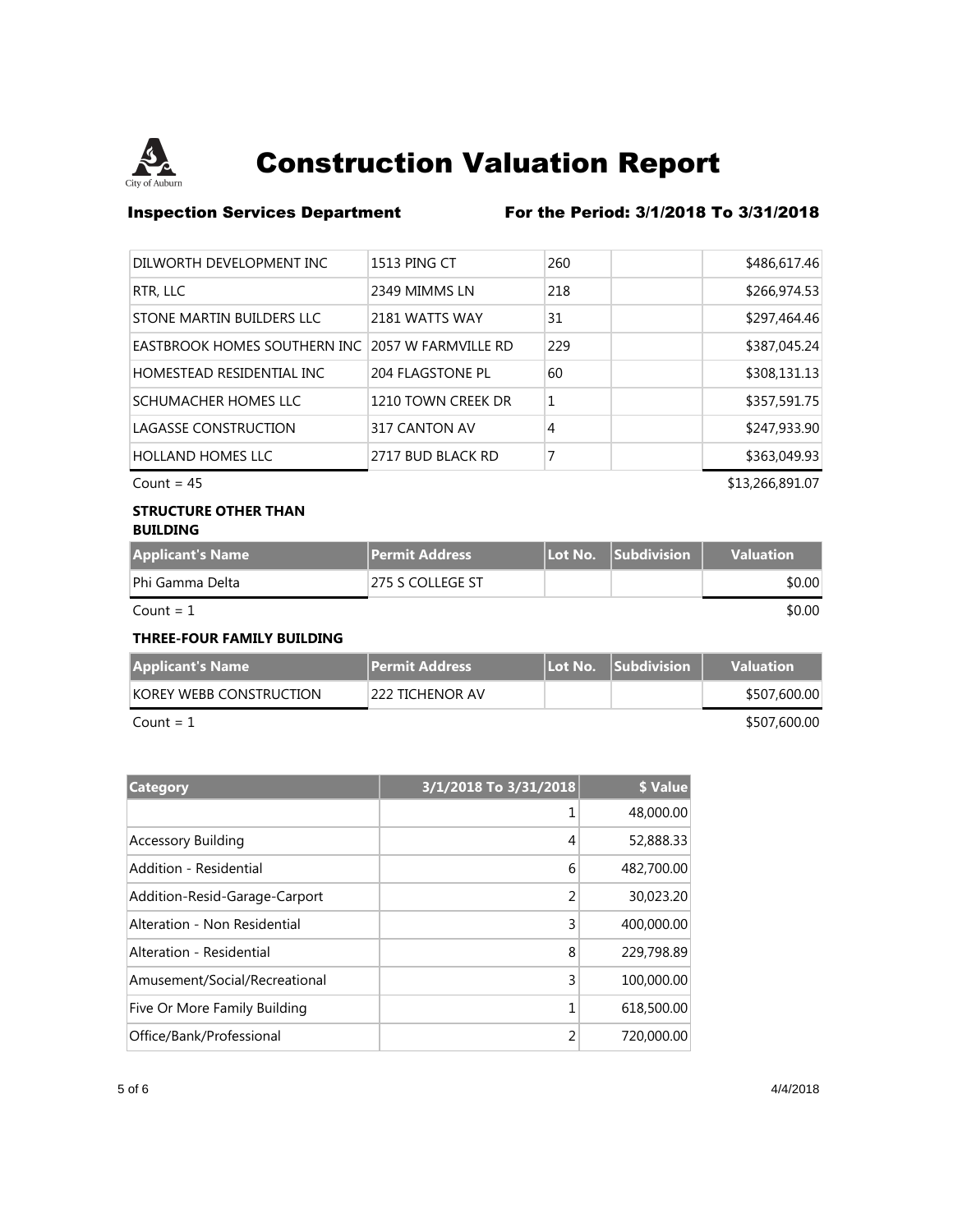# Construction Valuation Report

**Inspection Services Department** **For the Period: 3/1/2018 To 3/31/2018**

| | | | | |
|---|---|---|---|---|
| DILWORTH DEVELOPMENT INC | 1513 PING CT | 260 | | $486,617.46 |
| RTR, LLC | 2349 MIMMS LN | 218 | | $266,974.53 |
| STONE MARTIN BUILDERS LLC | 2181 WATTS WAY | 31 | | $297,464.46 |
| EASTBROOK HOMES SOUTHERN INC | 2057 W FARMVILLE RD | 229 | | $387,045.24 |
| HOMESTEAD RESIDENTIAL INC | 204 FLAGSTONE PL | 60 | | $308,131.13 |
| SCHUMACHER HOMES LLC | 1210 TOWN CREEK DR | 1 | | $357,591.75 |
| LAGASSE CONSTRUCTION | 317 CANTON AV | 4 | | $247,933.90 |
| HOLLAND HOMES LLC | 2717 BUD BLACK RD | 7 | | $363,049.93 |

Count = 45 $13,266,891.07

**STRUCTURE OTHER THAN BUILDING**

| Applicant's Name | Permit Address | Lot No. | Subdivision | Valuation |
|---|---|---|---|---|
| Phi Gamma Delta | 275 S COLLEGE ST | | | $0.00 |

Count = 1 $0.00

**THREE-FOUR FAMILY BUILDING**

| Applicant's Name | Permit Address | Lot No. | Subdivision | Valuation |
|---|---|---|---|---|
| KOREY WEBB CONSTRUCTION | 222 TICHENOR AV | | | $507,600.00 |

Count = 1 $507,600.00

| Category | 3/1/2018 To 3/31/2018 | $ Value |
|---|---|---|
| | 1 | 48,000.00 |
| Accessory Building | 4 | 52,888.33 |
| Addition - Residential | 6 | 482,700.00 |
| Addition-Resid-Garage-Carport | 2 | 30,023.20 |
| Alteration - Non Residential | 3 | 400,000.00 |
| Alteration - Residential | 8 | 229,798.89 |
| Amusement/Social/Recreational | 3 | 100,000.00 |
| Five Or More Family Building | 1 | 618,500.00 |
| Office/Bank/Professional | 2 | 720,000.00 |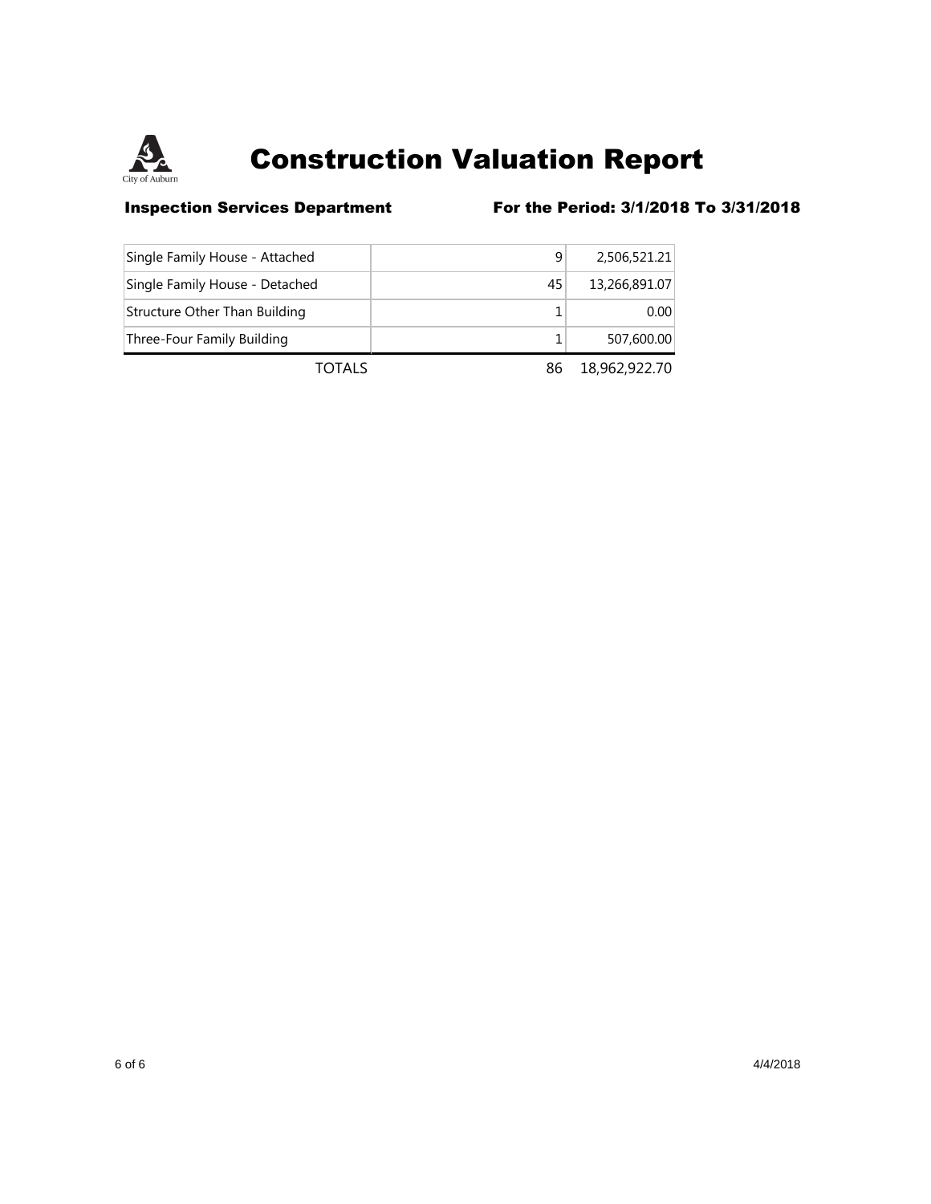# Construction Valuation Report

**Inspection Services Department** **For the Period: 3/1/2018 To 3/31/2018**

| | | |
|---|---|---|
| Single Family House - Attached | 9 | 2,506,521.21 |
| Single Family House - Detached | 45 | 13,266,891.07 |
| Structure Other Than Building | 1 | 0.00 |
| Three-Four Family Building | 1 | 507,600.00 |
| TOTALS | 86 | 18,962,922.70 |